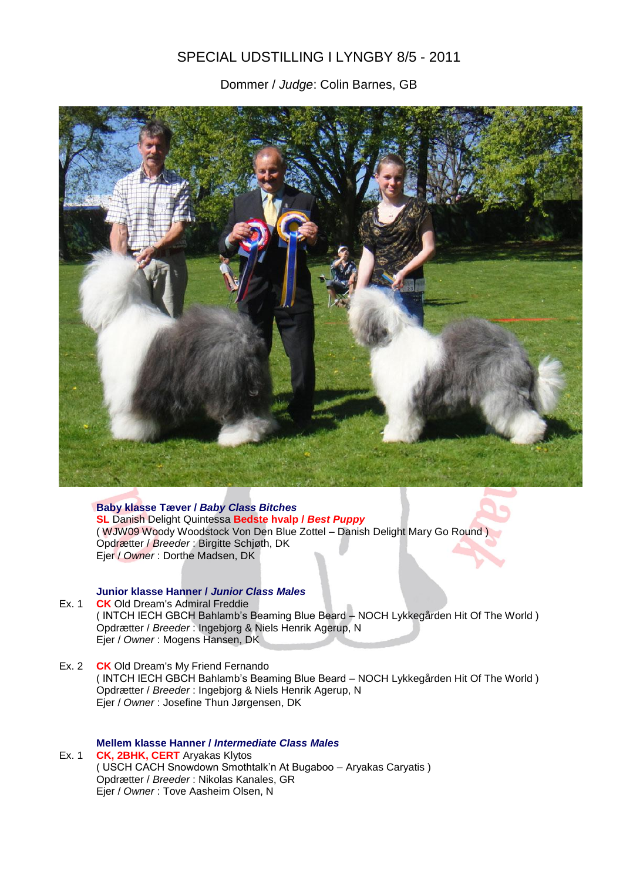# SPECIAL UDSTILLING I LYNGBY 8/5 - 2011

Dommer / *Judge*: Colin Barnes, GB

**Baby klasse Tæver / *Baby Class Bitches***
**SL** Danish Delight Quintessa **Bedste hvalp / *Best Puppy***
( WJW09 Woody Woodstock Von Den Blue Zottel – Danish Delight Mary Go Round )
Opdrætter / *Breeder* : Birgitte Schjøth, DK
Ejer / *Owner* : Dorthe Madsen, DK

**Junior klasse Hanner / *Junior Class Males***

Ex. 1 **CK** Old Dream's Admiral Freddie
( INTCH IECH GBCH Bahlamb's Beaming Blue Beard – NOCH Lykkegården Hit Of The World )
Opdrætter / *Breeder* : Ingebjorg & Niels Henrik Agerup, N
Ejer / *Owner* : Mogens Hansen, DK

Ex. 2 **CK** Old Dream's My Friend Fernando
( INTCH IECH GBCH Bahlamb's Beaming Blue Beard – NOCH Lykkegården Hit Of The World )
Opdrætter / *Breeder* : Ingebjorg & Niels Henrik Agerup, N
Ejer / *Owner* : Josefine Thun Jørgensen, DK

**Mellem klasse Hanner / *Intermediate Class Males***

Ex. 1 **CK, 2BHK, CERT** Aryakas Klytos
( USCH CACH Snowdown Smothtalk'n At Bugaboo – Aryakas Caryatis )
Opdrætter / *Breeder* : Nikolas Kanales, GR
Ejer / *Owner* : Tove Aasheim Olsen, N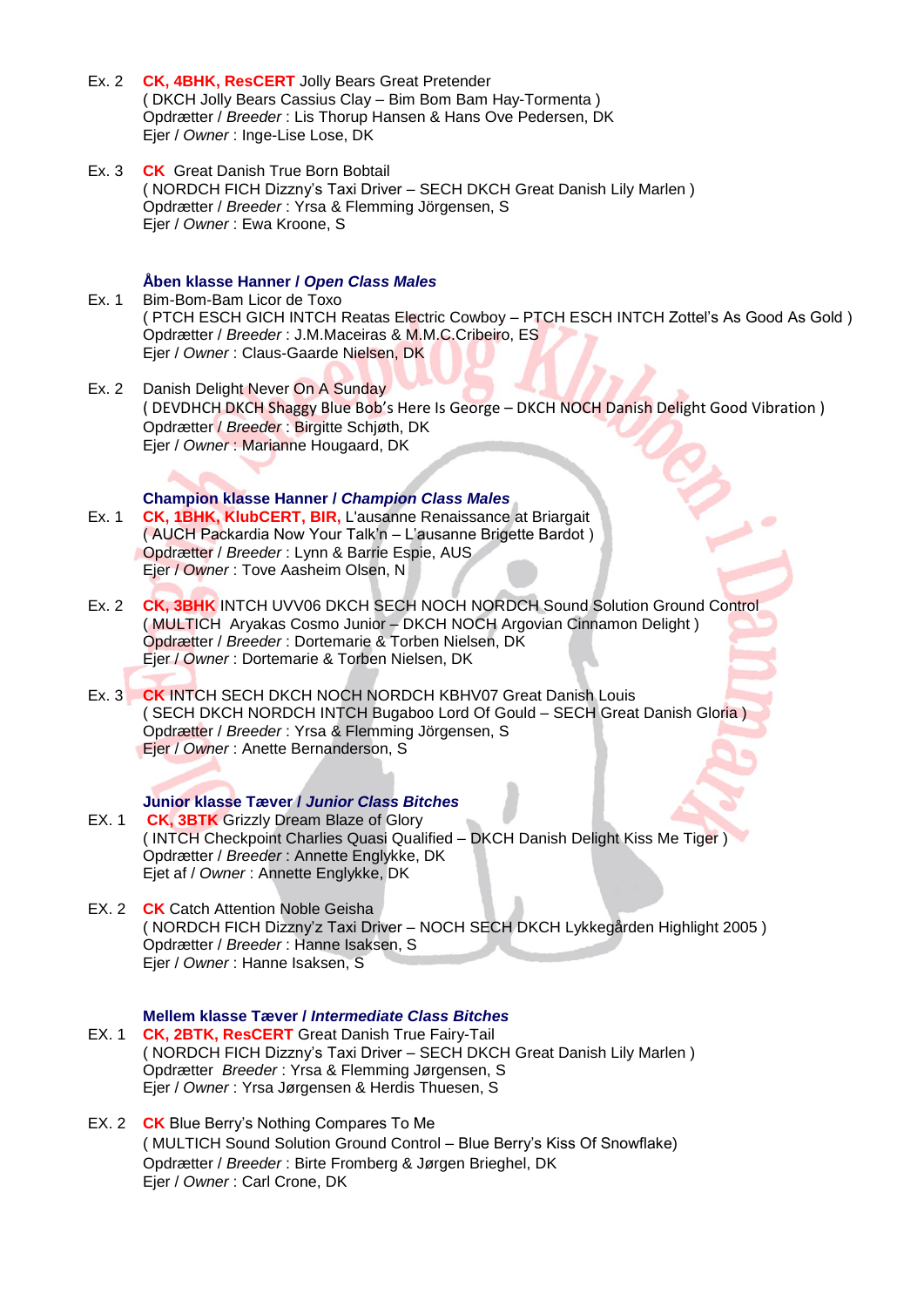Ex. 2 **CK, 4BHK, ResCERT** Jolly Bears Great Pretender
( DKCH Jolly Bears Cassius Clay – Bim Bom Bam Hay-Tormenta )
Opdrætter / *Breeder* : Lis Thorup Hansen & Hans Ove Pedersen, DK
Ejer / *Owner* : Inge-Lise Lose, DK

Ex. 3 **CK** Great Danish True Born Bobtail
( NORDCH FICH Dizzny's Taxi Driver – SECH DKCH Great Danish Lily Marlen )
Opdrætter / *Breeder* : Yrsa & Flemming Jörgensen, S
Ejer / *Owner* : Ewa Kroone, S

### Åben klasse Hanner / *Open Class Males*

Ex. 1 Bim-Bom-Bam Licor de Toxo
( PTCH ESCH GICH INTCH Reatas Electric Cowboy – PTCH ESCH INTCH Zottel's As Good As Gold )
Opdrætter / *Breeder* : J.M.Maceiras & M.M.C.Cribeiro, ES
Ejer / *Owner* : Claus-Gaarde Nielsen, DK

Ex. 2 Danish Delight Never On A Sunday
( DEVDHCH DKCH Shaggy Blue Bob's Here Is George – DKCH NOCH Danish Delight Good Vibration )
Opdrætter / *Breeder* : Birgitte Schjøth, DK
Ejer / *Owner* : Marianne Hougaard, DK

### Champion klasse Hanner / *Champion Class Males*

Ex. 1 **CK, 1BHK, KlubCERT, BIR,** L'ausanne Renaissance at Briargait
( AUCH Packardia Now Your Talk'n – L'ausanne Brigette Bardot )
Opdrætter / *Breeder* : Lynn & Barrie Espie, AUS
Ejer / *Owner* : Tove Aasheim Olsen, N

Ex. 2 **CK, 3BHK** INTCH UVV06 DKCH SECH NOCH NORDCH Sound Solution Ground Control
( MULTICH Aryakas Cosmo Junior – DKCH NOCH Argovian Cinnamon Delight )
Opdrætter / *Breeder* : Dortemarie & Torben Nielsen, DK
Ejer / *Owner* : Dortemarie & Torben Nielsen, DK

Ex. 3 **CK** INTCH SECH DKCH NOCH NORDCH KBHV07 Great Danish Louis
( SECH DKCH NORDCH INTCH Bugaboo Lord Of Gould – SECH Great Danish Gloria )
Opdrætter / *Breeder* : Yrsa & Flemming Jörgensen, S
Ejer / *Owner* : Anette Bernanderson, S

### Junior klasse Tæver / *Junior Class Bitches*

EX. 1 **CK, 3BTK** Grizzly Dream Blaze of Glory
( INTCH Checkpoint Charlies Quasi Qualified – DKCH Danish Delight Kiss Me Tiger )
Opdrætter / *Breeder* : Annette Englykke, DK
Ejet af / *Owner* : Annette Englykke, DK

EX. 2 **CK** Catch Attention Noble Geisha
( NORDCH FICH Dizzny'z Taxi Driver – NOCH SECH DKCH Lykkegården Highlight 2005 )
Opdrætter / *Breeder* : Hanne Isaksen, S
Ejer / *Owner* : Hanne Isaksen, S

### Mellem klasse Tæver / *Intermediate Class Bitches*

EX. 1 **CK, 2BTK, ResCERT** Great Danish True Fairy-Tail
( NORDCH FICH Dizzny's Taxi Driver – SECH DKCH Great Danish Lily Marlen )
Opdrætter *Breeder* : Yrsa & Flemming Jørgensen, S
Ejer / *Owner* : Yrsa Jørgensen & Herdis Thuesen, S

EX. 2 **CK** Blue Berry's Nothing Compares To Me
( MULTICH Sound Solution Ground Control – Blue Berry's Kiss Of Snowflake)
Opdrætter / *Breeder* : Birte Fromberg & Jørgen Brieghel, DK
Ejer / *Owner* : Carl Crone, DK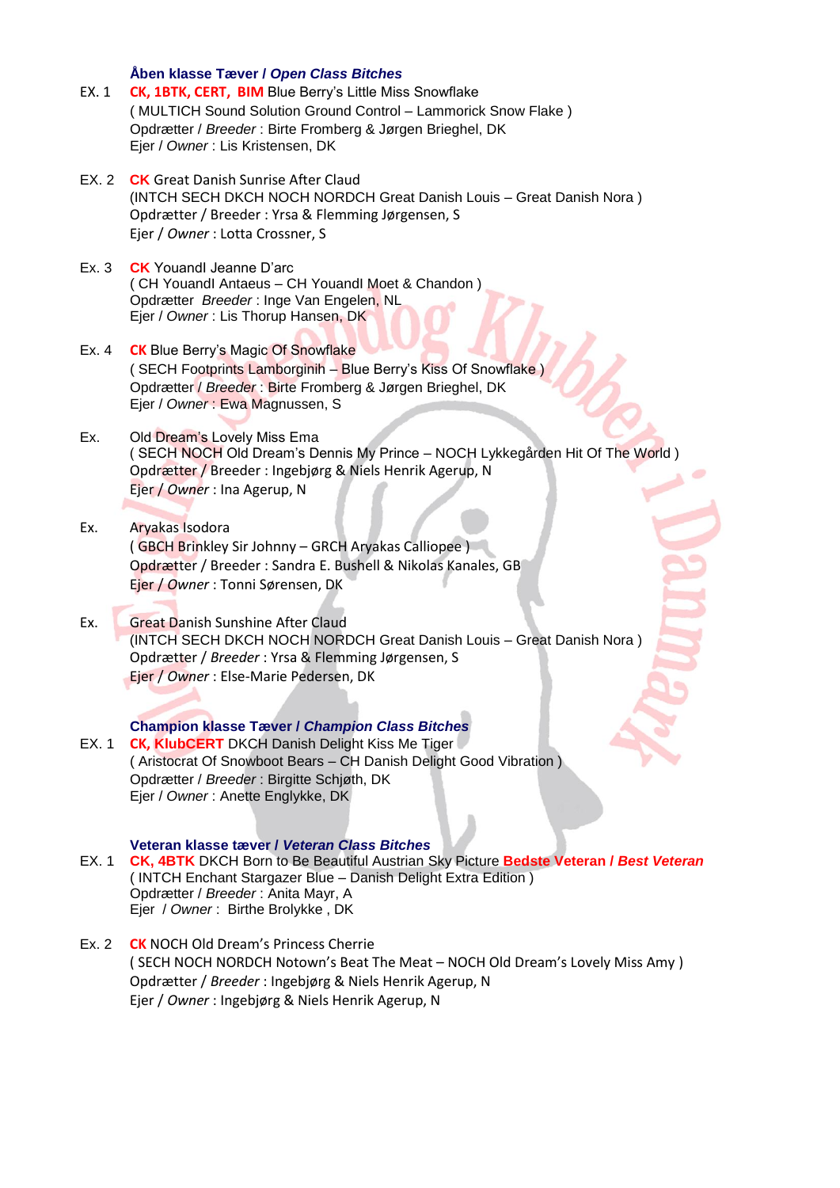### Åben klasse Tæver / *Open Class Bitches*

EX. 1 **CK, 1BTK, CERT, BIM** Blue Berry's Little Miss Snowflake
( MULTICH Sound Solution Ground Control – Lammorick Snow Flake )
Opdrætter / *Breeder* : Birte Fromberg & Jørgen Brieghel, DK
Ejer / *Owner* : Lis Kristensen, DK

EX. 2 **CK** Great Danish Sunrise After Claud
(INTCH SECH DKCH NOCH NORDCH Great Danish Louis – Great Danish Nora )
Opdrætter / Breeder : Yrsa & Flemming Jørgensen, S
Ejer / *Owner* : Lotta Crossner, S

Ex. 3 **CK** Youandl Jeanne D'arc
( CH Youandl Antaeus – CH Youandl Moet & Chandon )
Opdrætter *Breeder* : Inge Van Engelen, NL
Ejer / *Owner* : Lis Thorup Hansen, DK

Ex. 4 **CK** Blue Berry's Magic Of Snowflake
( SECH Footprints Lamborginih – Blue Berry's Kiss Of Snowflake )
Opdrætter / *Breeder* : Birte Fromberg & Jørgen Brieghel, DK
Ejer / *Owner* : Ewa Magnussen, S

Ex. Old Dream's Lovely Miss Ema
( SECH NOCH Old Dream's Dennis My Prince – NOCH Lykkegården Hit Of The World )
Opdrætter / Breeder : Ingebjørg & Niels Henrik Agerup, N
Ejer / *Owner* : Ina Agerup, N

Ex. Aryakas Isodora
( GBCH Brinkley Sir Johnny – GRCH Aryakas Calliopee )
Opdrætter / Breeder : Sandra E. Bushell & Nikolas Kanales, GB
Ejer / *Owner* : Tonni Sørensen, DK

Ex. Great Danish Sunshine After Claud
(INTCH SECH DKCH NOCH NORDCH Great Danish Louis – Great Danish Nora )
Opdrætter / *Breeder* : Yrsa & Flemming Jørgensen, S
Ejer / *Owner* : Else-Marie Pedersen, DK

### Champion klasse Tæver / *Champion Class Bitches*

EX. 1 **CK, KlubCERT** DKCH Danish Delight Kiss Me Tiger
( Aristocrat Of Snowboot Bears – CH Danish Delight Good Vibration )
Opdrætter / *Breeder* : Birgitte Schjøth, DK
Ejer / *Owner* : Anette Englykke, DK

### Veteran klasse tæver / *Veteran Class Bitches*

EX. 1 **CK, 4BTK** DKCH Born to Be Beautiful Austrian Sky Picture **Bedste Veteran / *Best Veteran***
( INTCH Enchant Stargazer Blue – Danish Delight Extra Edition )
Opdrætter / *Breeder* : Anita Mayr, A
Ejer / *Owner* : Birthe Brolykke , DK

Ex. 2 **CK** NOCH Old Dream's Princess Cherrie
( SECH NOCH NORDCH Notown's Beat The Meat – NOCH Old Dream's Lovely Miss Amy )
Opdrætter / *Breeder* : Ingebjørg & Niels Henrik Agerup, N
Ejer / *Owner* : Ingebjørg & Niels Henrik Agerup, N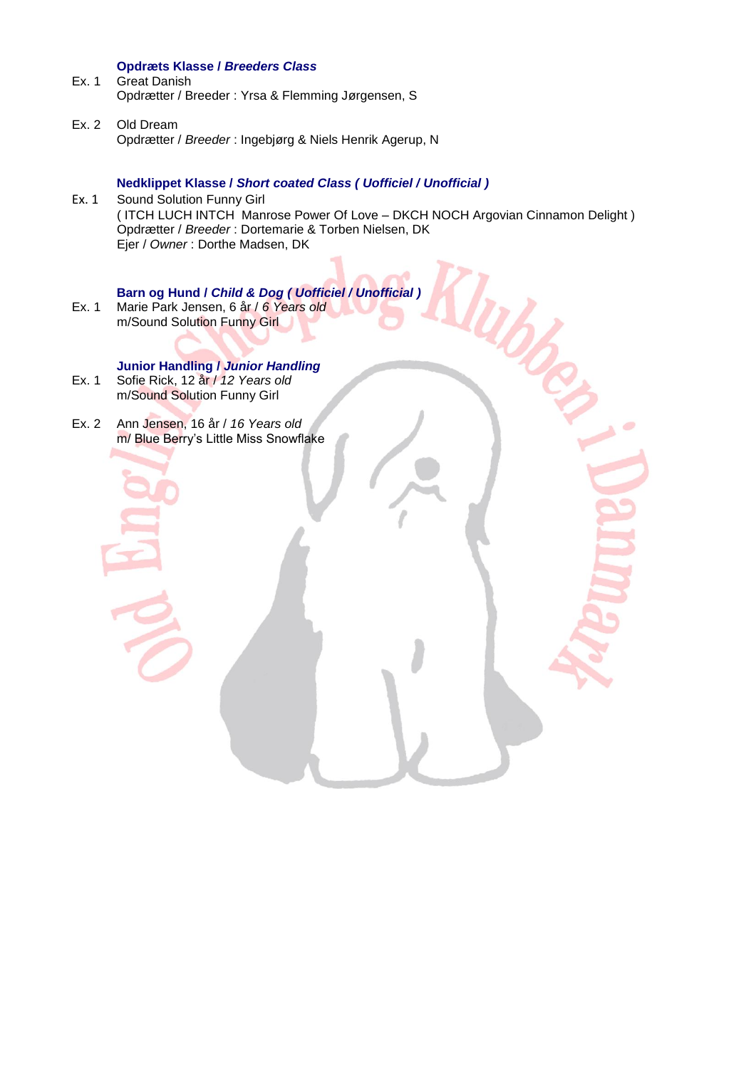### **Opdræts Klasse / *Breeders Class***

Ex. 1 Great Danish
Opdrætter / Breeder : Yrsa & Flemming Jørgensen, S

Ex. 2 Old Dream
Opdrætter / *Breeder* : Ingebjørg & Niels Henrik Agerup, N

### **Nedklippet Klasse / *Short coated Class ( Uofficiel / Unofficial )***

Ex. 1 Sound Solution Funny Girl
( ITCH LUCH INTCH Manrose Power Of Love – DKCH NOCH Argovian Cinnamon Delight )
Opdrætter / *Breeder* : Dortemarie & Torben Nielsen, DK
Ejer / *Owner* : Dorthe Madsen, DK

### **Barn og Hund / *Child & Dog ( Uofficiel / Unofficial )***

Ex. 1 Marie Park Jensen, 6 år / *6 Years old*
m/Sound Solution Funny Girl

### **Junior Handling / *Junior Handling***

Ex. 1 Sofie Rick, 12 år / *12 Years old*
m/Sound Solution Funny Girl

Ex. 2 Ann Jensen, 16 år / *16 Years old*
m/ Blue Berry's Little Miss Snowflake